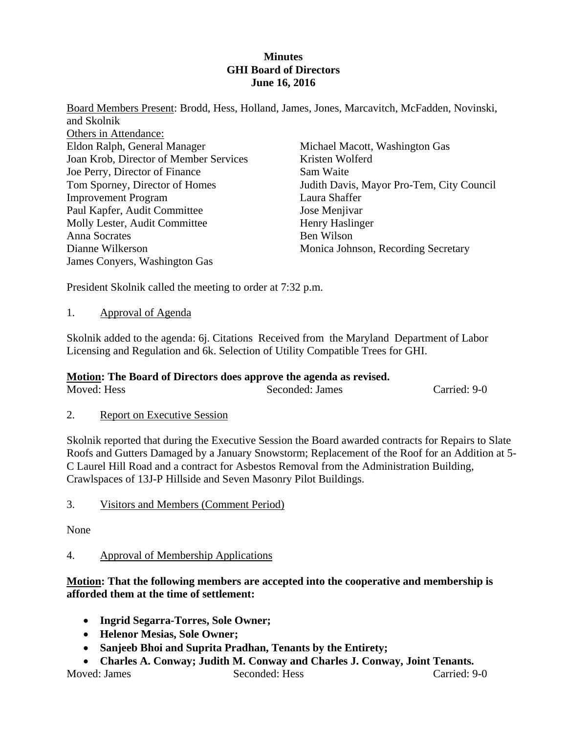**Minutes**
**GHI Board of Directors**
**June 16, 2016**

Board Members Present: Brodd, Hess, Holland, James, Jones, Marcavitch, McFadden, Novinski, and Skolnik

Others in Attendance:

Eldon Ralph, General Manager
Joan Krob, Director of Member Services
Joe Perry, Director of Finance
Tom Sporney, Director of Homes Improvement Program
Paul Kapfer, Audit Committee
Molly Lester, Audit Committee
Anna Socrates
Dianne Wilkerson
James Conyers, Washington Gas
Michael Macott, Washington Gas
Kristen Wolferd
Sam Waite
Judith Davis, Mayor Pro-Tem, City Council
Laura Shaffer
Jose Menjivar
Henry Haslinger
Ben Wilson
Monica Johnson, Recording Secretary

President Skolnik called the meeting to order at 7:32 p.m.

1. Approval of Agenda

Skolnik added to the agenda: 6j. Citations Received from the Maryland Department of Labor Licensing and Regulation and 6k. Selection of Utility Compatible Trees for GHI.

**Motion: The Board of Directors does approve the agenda as revised.**

Moved: Hess | Seconded: James | Carried: 9-0

2. Report on Executive Session

Skolnik reported that during the Executive Session the Board awarded contracts for Repairs to Slate Roofs and Gutters Damaged by a January Snowstorm; Replacement of the Roof for an Addition at 5-C Laurel Hill Road and a contract for Asbestos Removal from the Administration Building, Crawlspaces of 13J-P Hillside and Seven Masonry Pilot Buildings.

3. Visitors and Members (Comment Period)

None

4. Approval of Membership Applications

**Motion: That the following members are accepted into the cooperative and membership is afforded them at the time of settlement:**

- **Ingrid Segarra-Torres, Sole Owner;**
- **Helenor Mesias, Sole Owner;**
- **Sanjeeb Bhoi and Suprita Pradhan, Tenants by the Entirety;**
- **Charles A. Conway; Judith M. Conway and Charles J. Conway, Joint Tenants.**

Moved: James | Seconded: Hess | Carried: 9-0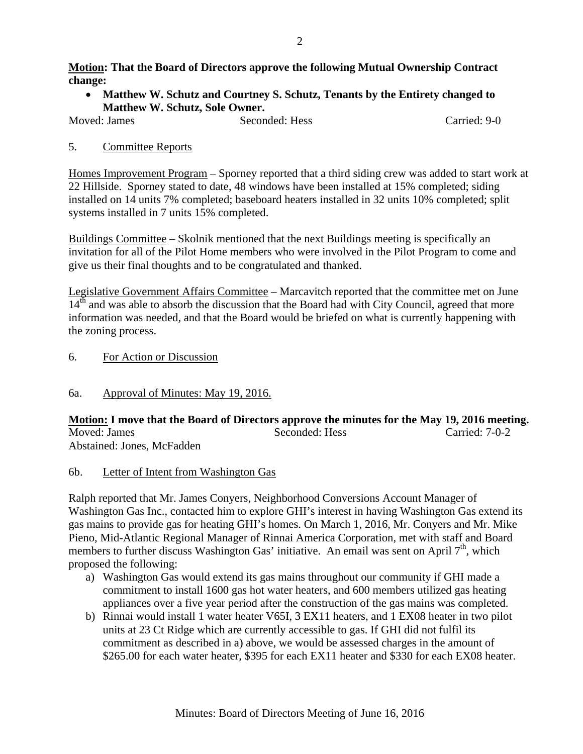**Motion: That the Board of Directors approve the following Mutual Ownership Contract change:**

- **Matthew W. Schutz and Courtney S. Schutz, Tenants by the Entirety changed to Matthew W. Schutz, Sole Owner.**

Moved: James Seconded: Hess Carried: 9-0

5. Committee Reports

Homes Improvement Program – Sporney reported that a third siding crew was added to start work at 22 Hillside. Sporney stated to date, 48 windows have been installed at 15% completed; siding installed on 14 units 7% completed; baseboard heaters installed in 32 units 10% completed; split systems installed in 7 units 15% completed.

Buildings Committee – Skolnik mentioned that the next Buildings meeting is specifically an invitation for all of the Pilot Home members who were involved in the Pilot Program to come and give us their final thoughts and to be congratulated and thanked.

Legislative Government Affairs Committee – Marcavitch reported that the committee met on June 14th and was able to absorb the discussion that the Board had with City Council, agreed that more information was needed, and that the Board would be briefed on what is currently happening with the zoning process.

6. For Action or Discussion

6a. Approval of Minutes: May 19, 2016.

**Motion: I move that the Board of Directors approve the minutes for the May 19, 2016 meeting.**

Moved: James Seconded: Hess Carried: 7-0-2
Abstained: Jones, McFadden

6b. Letter of Intent from Washington Gas

Ralph reported that Mr. James Conyers, Neighborhood Conversions Account Manager of Washington Gas Inc., contacted him to explore GHI's interest in having Washington Gas extend its gas mains to provide gas for heating GHI's homes. On March 1, 2016, Mr. Conyers and Mr. Mike Pieno, Mid-Atlantic Regional Manager of Rinnai America Corporation, met with staff and Board members to further discuss Washington Gas' initiative. An email was sent on April 7th, which proposed the following:

a) Washington Gas would extend its gas mains throughout our community if GHI made a commitment to install 1600 gas hot water heaters, and 600 members utilized gas heating appliances over a five year period after the construction of the gas mains was completed.

b) Rinnai would install 1 water heater V65I, 3 EX11 heaters, and 1 EX08 heater in two pilot units at 23 Ct Ridge which are currently accessible to gas. If GHI did not fulfil its commitment as described in a) above, we would be assessed charges in the amount of $265.00 for each water heater, $395 for each EX11 heater and $330 for each EX08 heater.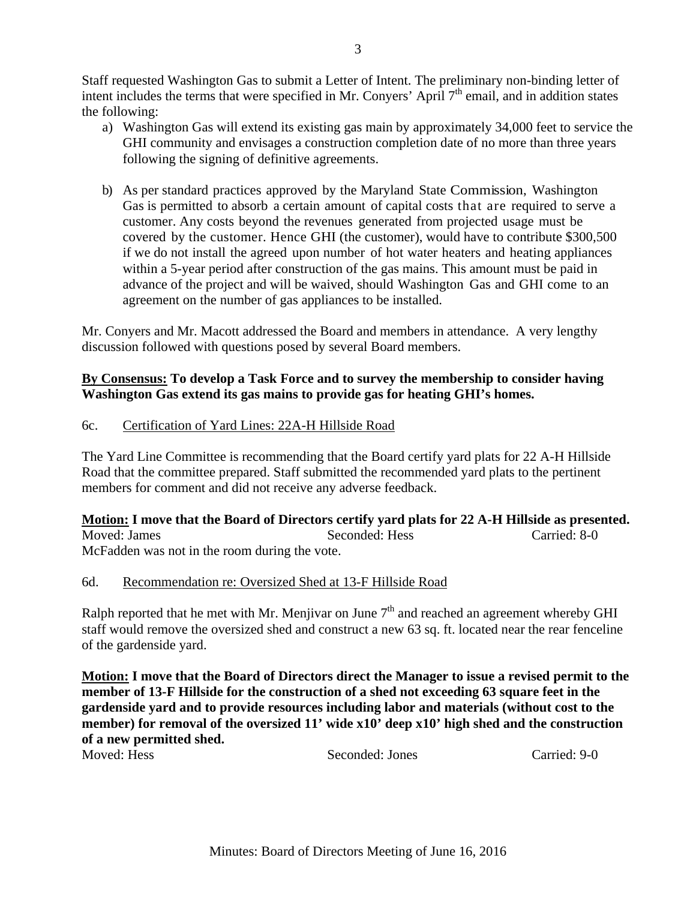Staff requested Washington Gas to submit a Letter of Intent. The preliminary non-binding letter of intent includes the terms that were specified in Mr. Conyers' April 7th email, and in addition states the following:

a) Washington Gas will extend its existing gas main by approximately 34,000 feet to service the GHI community and envisages a construction completion date of no more than three years following the signing of definitive agreements.

b) As per standard practices approved by the Maryland State Commission, Washington Gas is permitted to absorb a certain amount of capital costs that are required to serve a customer. Any costs beyond the revenues generated from projected usage must be covered by the customer. Hence GHI (the customer), would have to contribute $300,500 if we do not install the agreed upon number of hot water heaters and heating appliances within a 5-year period after construction of the gas mains. This amount must be paid in advance of the project and will be waived, should Washington Gas and GHI come to an agreement on the number of gas appliances to be installed.

Mr. Conyers and Mr. Macott addressed the Board and members in attendance. A very lengthy discussion followed with questions posed by several Board members.

**By Consensus: To develop a Task Force and to survey the membership to consider having Washington Gas extend its gas mains to provide gas for heating GHI's homes.**

6c. Certification of Yard Lines: 22A-H Hillside Road

The Yard Line Committee is recommending that the Board certify yard plats for 22 A-H Hillside Road that the committee prepared. Staff submitted the recommended yard plats to the pertinent members for comment and did not receive any adverse feedback.

**Motion: I move that the Board of Directors certify yard plats for 22 A-H Hillside as presented.**

Moved: James Seconded: Hess Carried: 8-0

McFadden was not in the room during the vote.

6d. Recommendation re: Oversized Shed at 13-F Hillside Road

Ralph reported that he met with Mr. Menjivar on June 7th and reached an agreement whereby GHI staff would remove the oversized shed and construct a new 63 sq. ft. located near the rear fenceline of the gardenside yard.

**Motion: I move that the Board of Directors direct the Manager to issue a revised permit to the member of 13-F Hillside for the construction of a shed not exceeding 63 square feet in the gardenside yard and to provide resources including labor and materials (without cost to the member) for removal of the oversized 11' wide x10' deep x10' high shed and the construction of a new permitted shed.**

Moved: Hess Seconded: Jones Carried: 9-0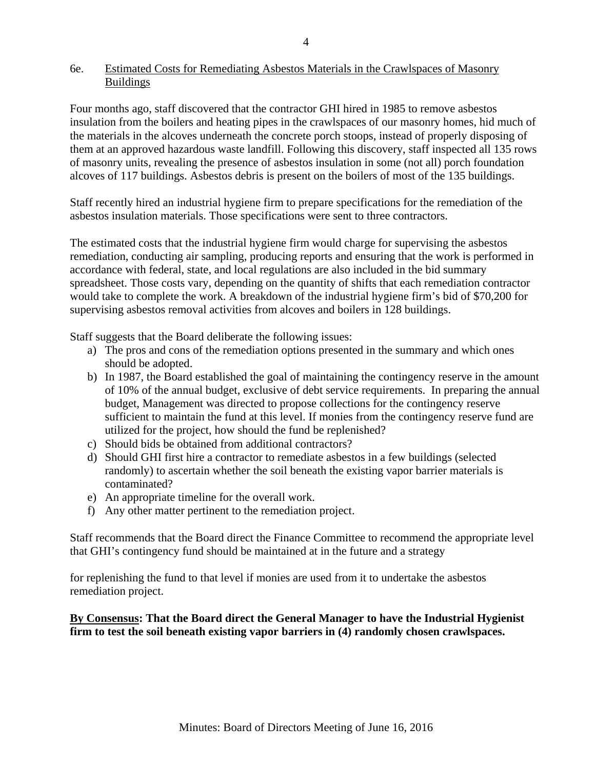## 6e. Estimated Costs for Remediating Asbestos Materials in the Crawlspaces of Masonry Buildings

Four months ago, staff discovered that the contractor GHI hired in 1985 to remove asbestos insulation from the boilers and heating pipes in the crawlspaces of our masonry homes, hid much of the materials in the alcoves underneath the concrete porch stoops, instead of properly disposing of them at an approved hazardous waste landfill. Following this discovery, staff inspected all 135 rows of masonry units, revealing the presence of asbestos insulation in some (not all) porch foundation alcoves of 117 buildings. Asbestos debris is present on the boilers of most of the 135 buildings.

Staff recently hired an industrial hygiene firm to prepare specifications for the remediation of the asbestos insulation materials. Those specifications were sent to three contractors.

The estimated costs that the industrial hygiene firm would charge for supervising the asbestos remediation, conducting air sampling, producing reports and ensuring that the work is performed in accordance with federal, state, and local regulations are also included in the bid summary spreadsheet. Those costs vary, depending on the quantity of shifts that each remediation contractor would take to complete the work. A breakdown of the industrial hygiene firm's bid of $70,200 for supervising asbestos removal activities from alcoves and boilers in 128 buildings.

Staff suggests that the Board deliberate the following issues:

a) The pros and cons of the remediation options presented in the summary and which ones should be adopted.
b) In 1987, the Board established the goal of maintaining the contingency reserve in the amount of 10% of the annual budget, exclusive of debt service requirements. In preparing the annual budget, Management was directed to propose collections for the contingency reserve sufficient to maintain the fund at this level. If monies from the contingency reserve fund are utilized for the project, how should the fund be replenished?
c) Should bids be obtained from additional contractors?
d) Should GHI first hire a contractor to remediate asbestos in a few buildings (selected randomly) to ascertain whether the soil beneath the existing vapor barrier materials is contaminated?
e) An appropriate timeline for the overall work.
f) Any other matter pertinent to the remediation project.

Staff recommends that the Board direct the Finance Committee to recommend the appropriate level that GHI's contingency fund should be maintained at in the future and a strategy

for replenishing the fund to that level if monies are used from it to undertake the asbestos remediation project.

**By Consensus: That the Board direct the General Manager to have the Industrial Hygienist firm to test the soil beneath existing vapor barriers in (4) randomly chosen crawlspaces.**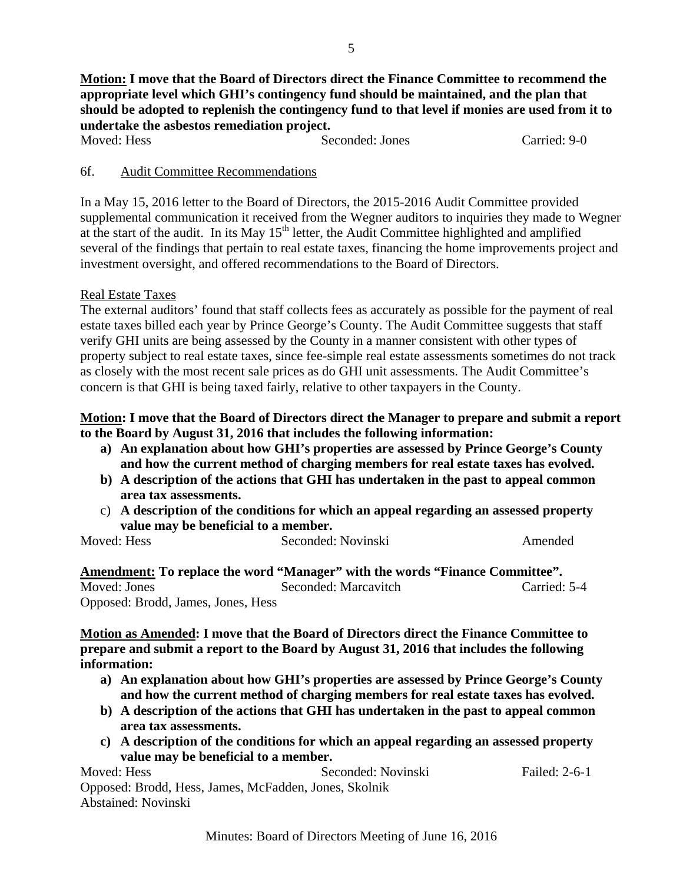**Motion:** **I move that the Board of Directors direct the Finance Committee to recommend the appropriate level which GHI's contingency fund should be maintained, and the plan that should be adopted to replenish the contingency fund to that level if monies are used from it to undertake the asbestos remediation project.**

Moved: Hess Seconded: Jones Carried: 9-0

6f. Audit Committee Recommendations

In a May 15, 2016 letter to the Board of Directors, the 2015-2016 Audit Committee provided supplemental communication it received from the Wegner auditors to inquiries they made to Wegner at the start of the audit. In its May 15th letter, the Audit Committee highlighted and amplified several of the findings that pertain to real estate taxes, financing the home improvements project and investment oversight, and offered recommendations to the Board of Directors.

Real Estate Taxes

The external auditors' found that staff collects fees as accurately as possible for the payment of real estate taxes billed each year by Prince George's County. The Audit Committee suggests that staff verify GHI units are being assessed by the County in a manner consistent with other types of property subject to real estate taxes, since fee-simple real estate assessments sometimes do not track as closely with the most recent sale prices as do GHI unit assessments. The Audit Committee's concern is that GHI is being taxed fairly, relative to other taxpayers in the County.

**Motion: I move that the Board of Directors direct the Manager to prepare and submit a report to the Board by August 31, 2016 that includes the following information:**

- **a) An explanation about how GHI's properties are assessed by Prince George's County and how the current method of charging members for real estate taxes has evolved.**
- **b) A description of the actions that GHI has undertaken in the past to appeal common area tax assessments.**
- c) **A description of the conditions for which an appeal regarding an assessed property value may be beneficial to a member.**

Moved: Hess Seconded: Novinski Amended

**Amendment: To replace the word "Manager" with the words "Finance Committee".**

Moved: Jones Seconded: Marcavitch Carried: 5-4

Opposed: Brodd, James, Jones, Hess

**Motion as Amended: I move that the Board of Directors direct the Finance Committee to prepare and submit a report to the Board by August 31, 2016 that includes the following information:**

- **a) An explanation about how GHI's properties are assessed by Prince George's County and how the current method of charging members for real estate taxes has evolved.**
- **b) A description of the actions that GHI has undertaken in the past to appeal common area tax assessments.**
- **c) A description of the conditions for which an appeal regarding an assessed property value may be beneficial to a member.**

Moved: Hess Seconded: Novinski Failed: 2-6-1

Opposed: Brodd, Hess, James, McFadden, Jones, Skolnik

Abstained: Novinski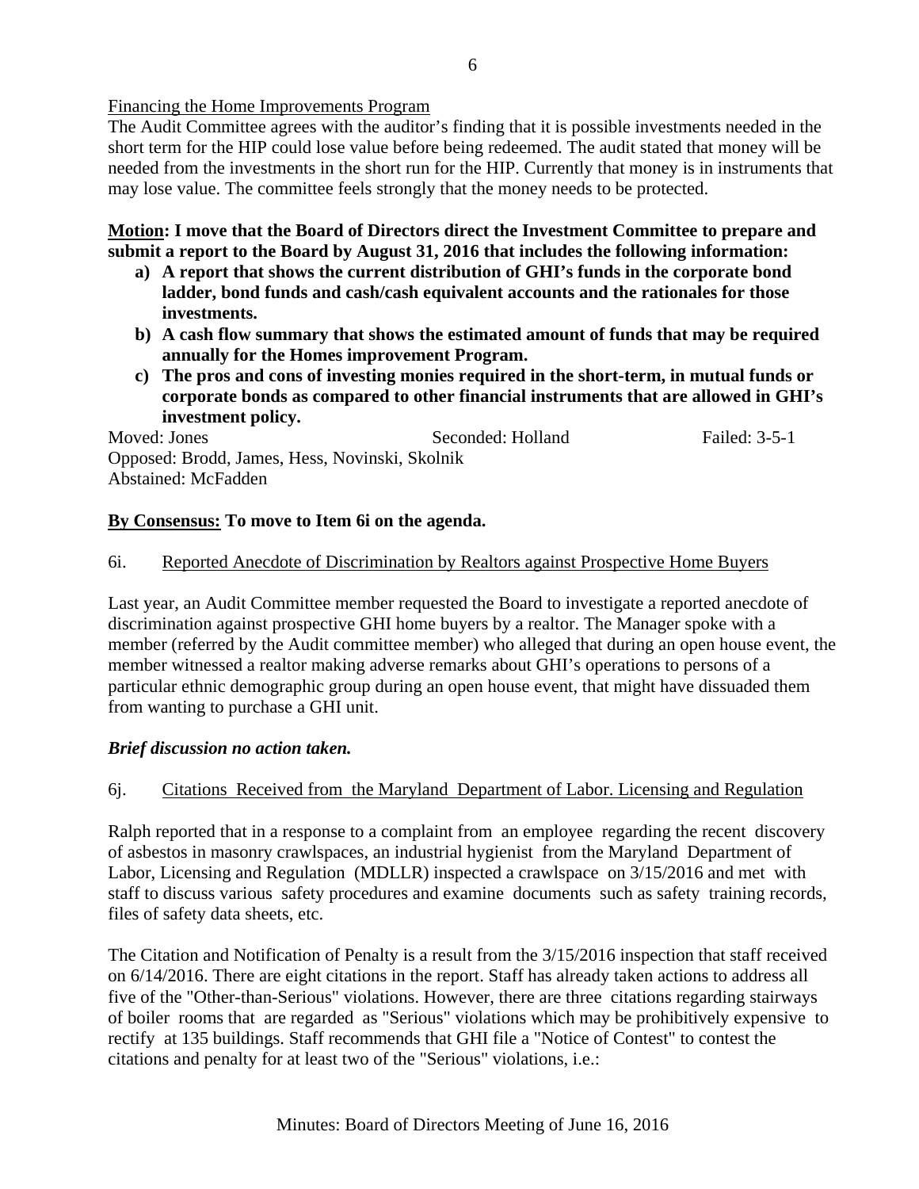Financing the Home Improvements Program

The Audit Committee agrees with the auditor's finding that it is possible investments needed in the short term for the HIP could lose value before being redeemed. The audit stated that money will be needed from the investments in the short run for the HIP. Currently that money is in instruments that may lose value. The committee feels strongly that the money needs to be protected.

**Motion: I move that the Board of Directors direct the Investment Committee to prepare and submit a report to the Board by August 31, 2016 that includes the following information:**

- **a) A report that shows the current distribution of GHI's funds in the corporate bond ladder, bond funds and cash/cash equivalent accounts and the rationales for those investments.**
- **b) A cash flow summary that shows the estimated amount of funds that may be required annually for the Homes improvement Program.**
- **c) The pros and cons of investing monies required in the short-term, in mutual funds or corporate bonds as compared to other financial instruments that are allowed in GHI's investment policy.**

Moved: Jones  Seconded: Holland  Failed: 3-5-1

Opposed: Brodd, James, Hess, Novinski, Skolnik

Abstained: McFadden

**By Consensus: To move to Item 6i on the agenda.**

6i. Reported Anecdote of Discrimination by Realtors against Prospective Home Buyers

Last year, an Audit Committee member requested the Board to investigate a reported anecdote of discrimination against prospective GHI home buyers by a realtor. The Manager spoke with a member (referred by the Audit committee member) who alleged that during an open house event, the member witnessed a realtor making adverse remarks about GHI's operations to persons of a particular ethnic demographic group during an open house event, that might have dissuaded them from wanting to purchase a GHI unit.

***Brief discussion no action taken.***

6j. Citations Received from the Maryland Department of Labor. Licensing and Regulation

Ralph reported that in a response to a complaint from an employee regarding the recent discovery of asbestos in masonry crawlspaces, an industrial hygienist from the Maryland Department of Labor, Licensing and Regulation (MDLLR) inspected a crawlspace on 3/15/2016 and met with staff to discuss various safety procedures and examine documents such as safety training records, files of safety data sheets, etc.

The Citation and Notification of Penalty is a result from the 3/15/2016 inspection that staff received on 6/14/2016. There are eight citations in the report. Staff has already taken actions to address all five of the "Other-than-Serious" violations. However, there are three citations regarding stairways of boiler rooms that are regarded as "Serious" violations which may be prohibitively expensive to rectify at 135 buildings. Staff recommends that GHI file a "Notice of Contest" to contest the citations and penalty for at least two of the "Serious" violations, i.e.: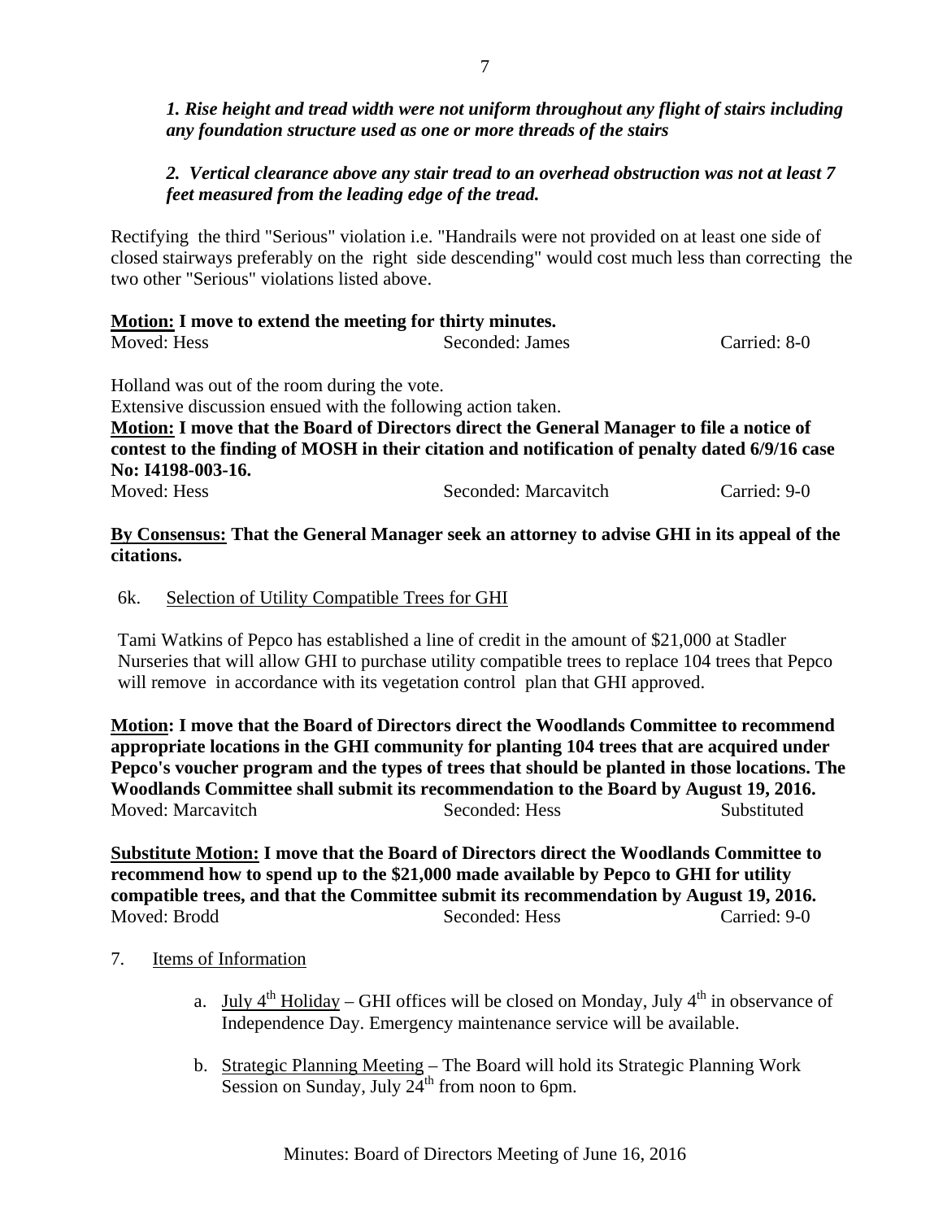***1. Rise height and tread width were not uniform throughout any flight of stairs including any foundation structure used as one or more threads of the stairs***

***2. Vertical clearance above any stair tread to an overhead obstruction was not at least 7 feet measured from the leading edge of the tread.***

Rectifying the third "Serious" violation i.e. "Handrails were not provided on at least one side of closed stairways preferably on the right side descending" would cost much less than correcting the two other "Serious" violations listed above.

**Motion: I move to extend the meeting for thirty minutes.**

Moved: Hess Seconded: James Carried: 8-0

Holland was out of the room during the vote.

Extensive discussion ensued with the following action taken.

**Motion: I move that the Board of Directors direct the General Manager to file a notice of contest to the finding of MOSH in their citation and notification of penalty dated 6/9/16 case No: I4198-003-16.**

Moved: Hess Seconded: Marcavitch Carried: 9-0

**By Consensus: That the General Manager seek an attorney to advise GHI in its appeal of the citations.**

6k. Selection of Utility Compatible Trees for GHI

Tami Watkins of Pepco has established a line of credit in the amount of $21,000 at Stadler Nurseries that will allow GHI to purchase utility compatible trees to replace 104 trees that Pepco will remove in accordance with its vegetation control plan that GHI approved.

**Motion: I move that the Board of Directors direct the Woodlands Committee to recommend appropriate locations in the GHI community for planting 104 trees that are acquired under Pepco's voucher program and the types of trees that should be planted in those locations. The Woodlands Committee shall submit its recommendation to the Board by August 19, 2016.**

Moved: Marcavitch Seconded: Hess Substituted

**Substitute Motion: I move that the Board of Directors direct the Woodlands Committee to recommend how to spend up to the $21,000 made available by Pepco to GHI for utility compatible trees, and that the Committee submit its recommendation by August 19, 2016.**

Moved: Brodd Seconded: Hess Carried: 9-0

7. Items of Information

a. July 4th Holiday – GHI offices will be closed on Monday, July 4th in observance of Independence Day. Emergency maintenance service will be available.

b. Strategic Planning Meeting – The Board will hold its Strategic Planning Work Session on Sunday, July 24th from noon to 6pm.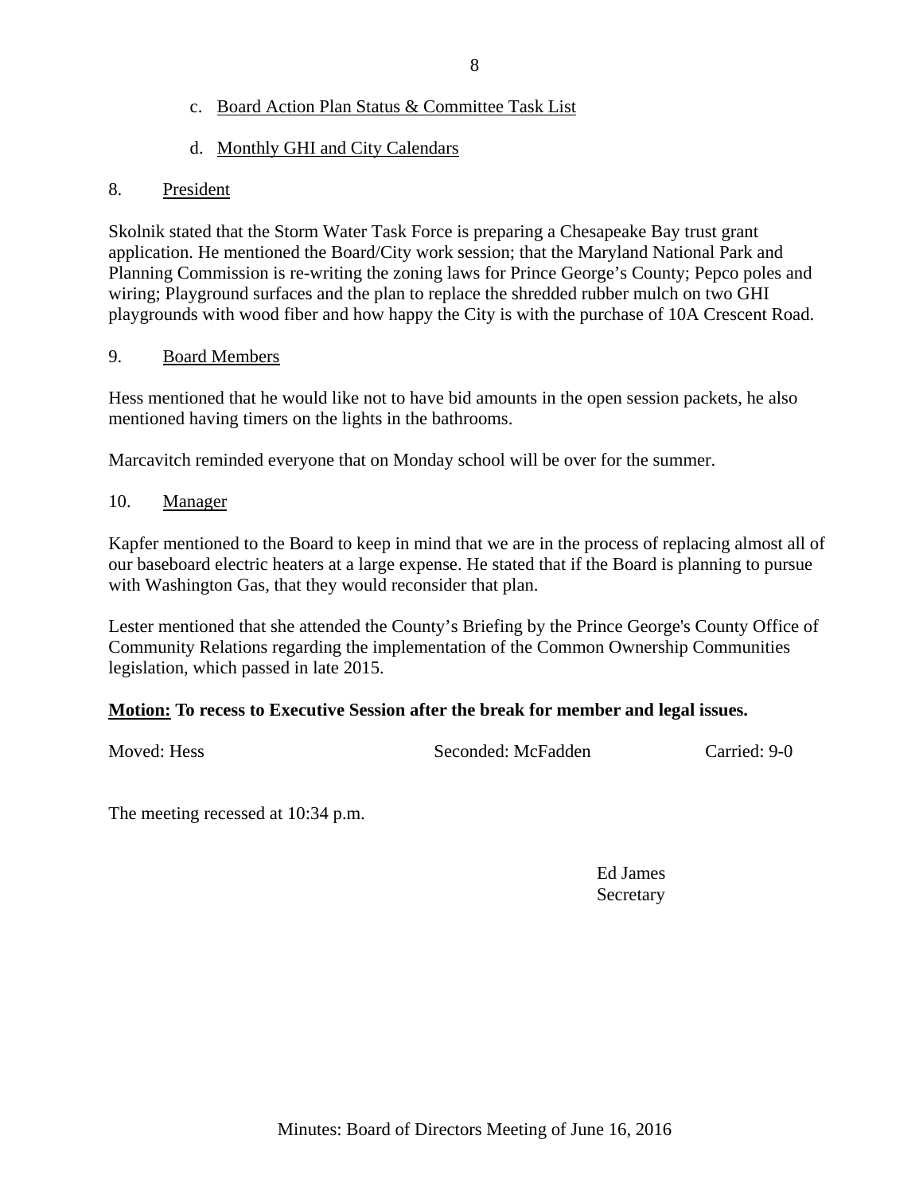c. Board Action Plan Status & Committee Task List

d. Monthly GHI and City Calendars

## 8. President

Skolnik stated that the Storm Water Task Force is preparing a Chesapeake Bay trust grant application. He mentioned the Board/City work session; that the Maryland National Park and Planning Commission is re-writing the zoning laws for Prince George's County; Pepco poles and wiring; Playground surfaces and the plan to replace the shredded rubber mulch on two GHI playgrounds with wood fiber and how happy the City is with the purchase of 10A Crescent Road.

## 9. Board Members

Hess mentioned that he would like not to have bid amounts in the open session packets, he also mentioned having timers on the lights in the bathrooms.

Marcavitch reminded everyone that on Monday school will be over for the summer.

## 10. Manager

Kapfer mentioned to the Board to keep in mind that we are in the process of replacing almost all of our baseboard electric heaters at a large expense. He stated that if the Board is planning to pursue with Washington Gas, that they would reconsider that plan.

Lester mentioned that she attended the County's Briefing by the Prince George's County Office of Community Relations regarding the implementation of the Common Ownership Communities legislation, which passed in late 2015.

**Motion: To recess to Executive Session after the break for member and legal issues.**

Moved: Hess    Seconded: McFadden    Carried: 9-0

The meeting recessed at 10:34 p.m.

Ed James
Secretary

Minutes: Board of Directors Meeting of June 16, 2016